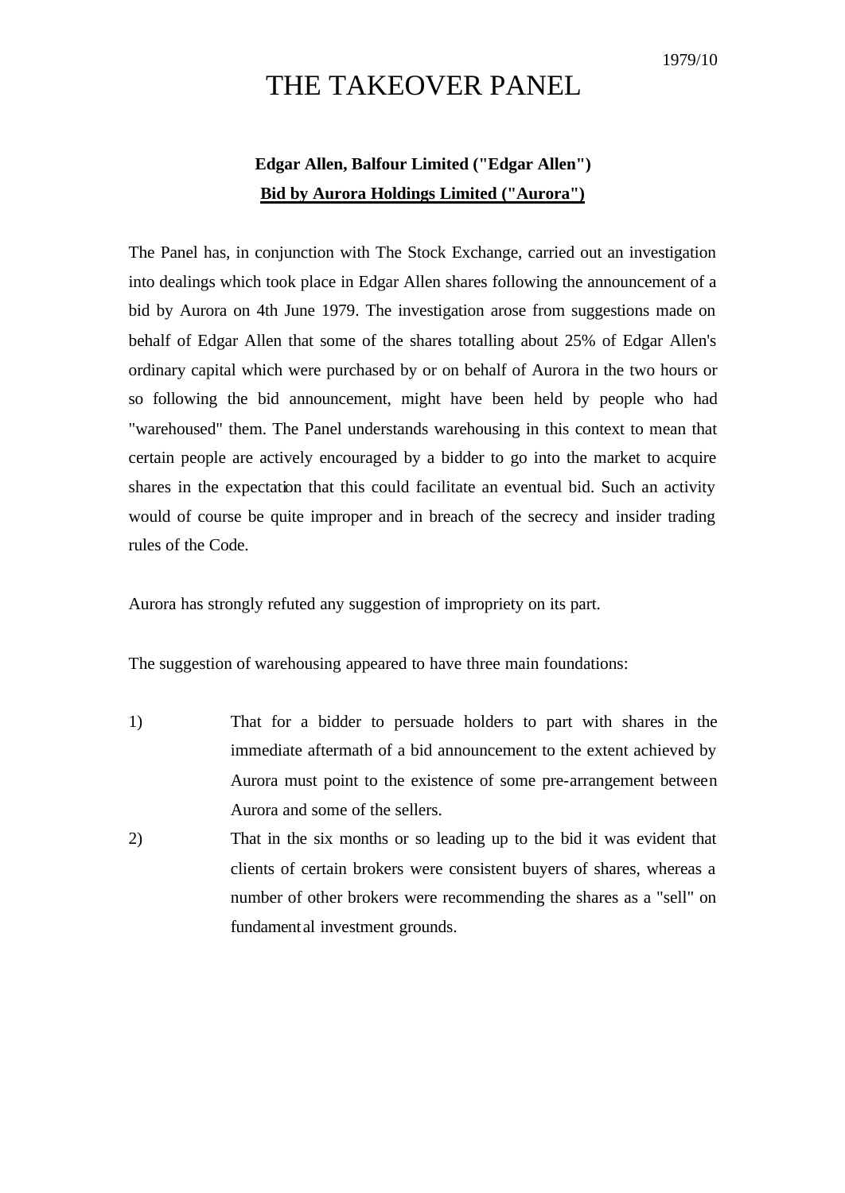1979/10

# THE TAKEOVER PANEL

**Edgar Allen, Balfour Limited ("Edgar Allen")**

**Bid by Aurora Holdings Limited ("Aurora")**

The Panel has, in conjunction with The Stock Exchange, carried out an investigation into dealings which took place in Edgar Allen shares following the announcement of a bid by Aurora on 4th June 1979. The investigation arose from suggestions made on behalf of Edgar Allen that some of the shares totalling about 25% of Edgar Allen's ordinary capital which were purchased by or on behalf of Aurora in the two hours or so following the bid announcement, might have been held by people who had "warehoused" them. The Panel understands warehousing in this context to mean that certain people are actively encouraged by a bidder to go into the market to acquire shares in the expectation that this could facilitate an eventual bid. Such an activity would of course be quite improper and in breach of the secrecy and insider trading rules of the Code.

Aurora has strongly refuted any suggestion of impropriety on its part.

The suggestion of warehousing appeared to have three main foundations:

1) That for a bidder to persuade holders to part with shares in the immediate aftermath of a bid announcement to the extent achieved by Aurora must point to the existence of some pre-arrangement between Aurora and some of the sellers.

2) That in the six months or so leading up to the bid it was evident that clients of certain brokers were consistent buyers of shares, whereas a number of other brokers were recommending the shares as a "sell" on fundamental investment grounds.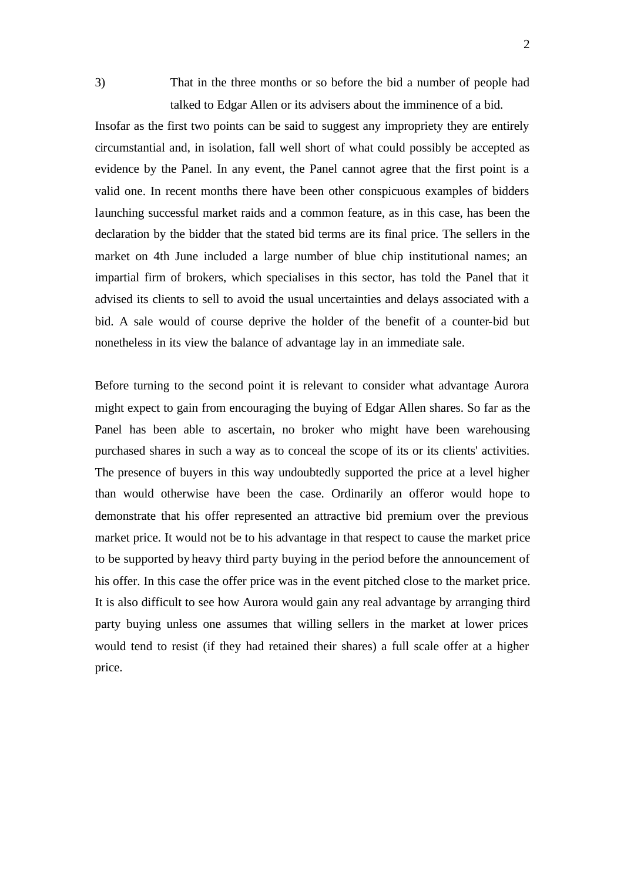3) That in the three months or so before the bid a number of people had talked to Edgar Allen or its advisers about the imminence of a bid.

Insofar as the first two points can be said to suggest any impropriety they are entirely circumstantial and, in isolation, fall well short of what could possibly be accepted as evidence by the Panel. In any event, the Panel cannot agree that the first point is a valid one. In recent months there have been other conspicuous examples of bidders launching successful market raids and a common feature, as in this case, has been the declaration by the bidder that the stated bid terms are its final price. The sellers in the market on 4th June included a large number of blue chip institutional names; an impartial firm of brokers, which specialises in this sector, has told the Panel that it advised its clients to sell to avoid the usual uncertainties and delays associated with a bid. A sale would of course deprive the holder of the benefit of a counter-bid but nonetheless in its view the balance of advantage lay in an immediate sale.

Before turning to the second point it is relevant to consider what advantage Aurora might expect to gain from encouraging the buying of Edgar Allen shares. So far as the Panel has been able to ascertain, no broker who might have been warehousing purchased shares in such a way as to conceal the scope of its or its clients' activities. The presence of buyers in this way undoubtedly supported the price at a level higher than would otherwise have been the case. Ordinarily an offeror would hope to demonstrate that his offer represented an attractive bid premium over the previous market price. It would not be to his advantage in that respect to cause the market price to be supported by heavy third party buying in the period before the announcement of his offer. In this case the offer price was in the event pitched close to the market price. It is also difficult to see how Aurora would gain any real advantage by arranging third party buying unless one assumes that willing sellers in the market at lower prices would tend to resist (if they had retained their shares) a full scale offer at a higher price.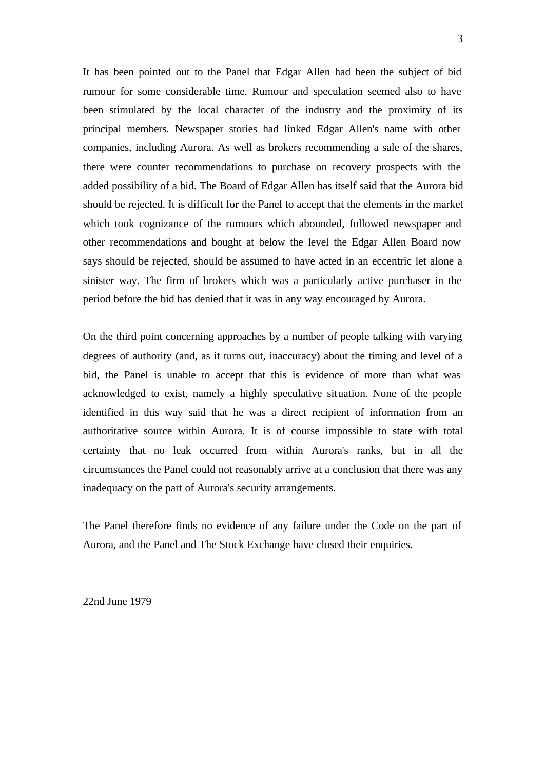It has been pointed out to the Panel that Edgar Allen had been the subject of bid rumour for some considerable time. Rumour and speculation seemed also to have been stimulated by the local character of the industry and the proximity of its principal members. Newspaper stories had linked Edgar Allen's name with other companies, including Aurora. As well as brokers recommending a sale of the shares, there were counter recommendations to purchase on recovery prospects with the added possibility of a bid. The Board of Edgar Allen has itself said that the Aurora bid should be rejected. It is difficult for the Panel to accept that the elements in the market which took cognizance of the rumours which abounded, followed newspaper and other recommendations and bought at below the level the Edgar Allen Board now says should be rejected, should be assumed to have acted in an eccentric let alone a sinister way. The firm of brokers which was a particularly active purchaser in the period before the bid has denied that it was in any way encouraged by Aurora.

On the third point concerning approaches by a number of people talking with varying degrees of authority (and, as it turns out, inaccuracy) about the timing and level of a bid, the Panel is unable to accept that this is evidence of more than what was acknowledged to exist, namely a highly speculative situation. None of the people identified in this way said that he was a direct recipient of information from an authoritative source within Aurora. It is of course impossible to state with total certainty that no leak occurred from within Aurora's ranks, but in all the circumstances the Panel could not reasonably arrive at a conclusion that there was any inadequacy on the part of Aurora's security arrangements.

The Panel therefore finds no evidence of any failure under the Code on the part of Aurora, and the Panel and The Stock Exchange have closed their enquiries.

22nd June 1979